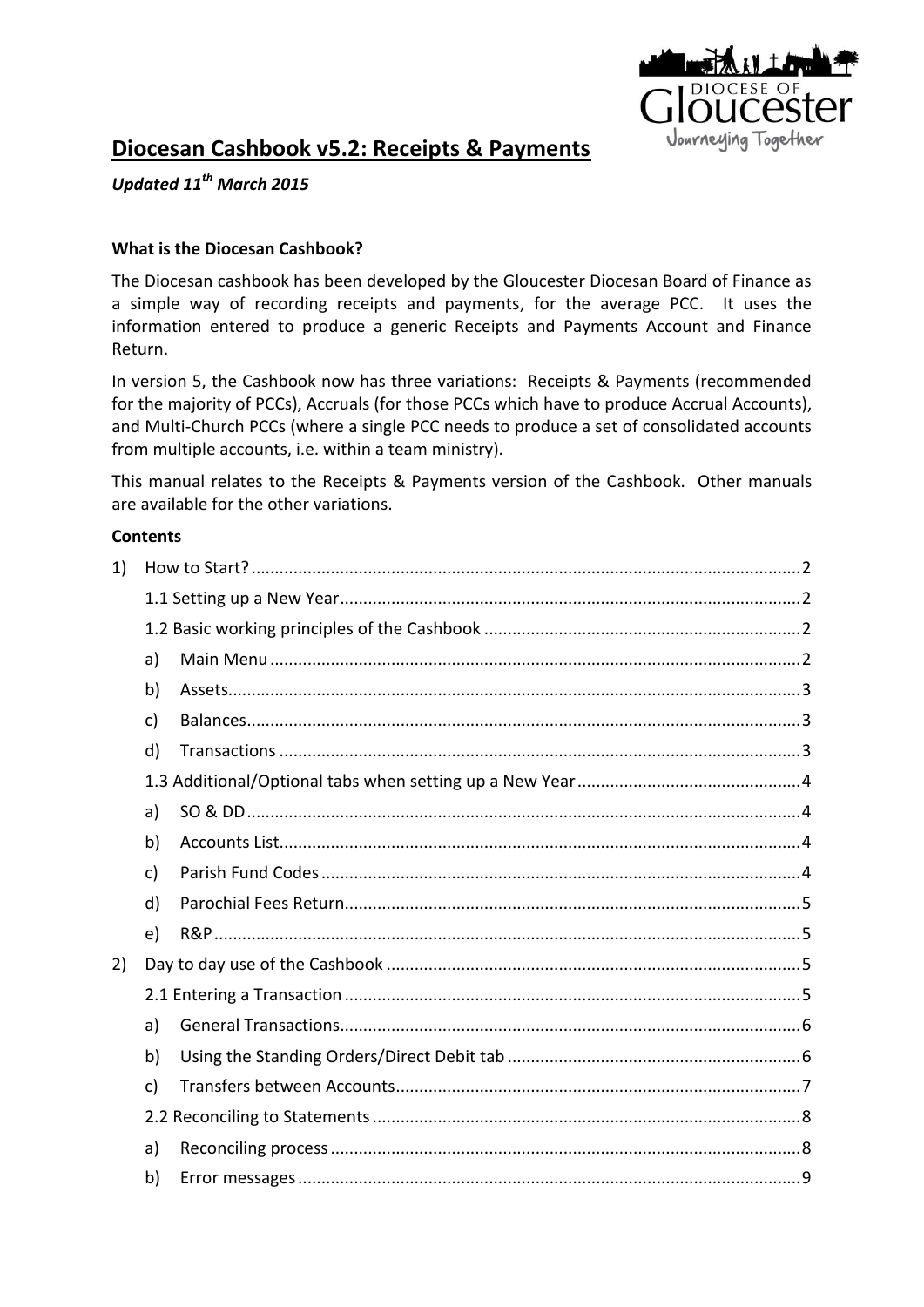# Diocesan Cashbook v5.2: Receipts & Payments

***Updated 11th March 2015***

**What is the Diocesan Cashbook?**

The Diocesan cashbook has been developed by the Gloucester Diocesan Board of Finance as a simple way of recording receipts and payments, for the average PCC. It uses the information entered to produce a generic Receipts and Payments Account and Finance Return.

In version 5, the Cashbook now has three variations: Receipts & Payments (recommended for the majority of PCCs), Accruals (for those PCCs which have to produce Accrual Accounts), and Multi-Church PCCs (where a single PCC needs to produce a set of consolidated accounts from multiple accounts, i.e. within a team ministry).

This manual relates to the Receipts & Payments version of the Cashbook. Other manuals are available for the other variations.

**Contents**

1) How to Start? ..... 2
   - 1.1 Setting up a New Year ..... 2
   - 1.2 Basic working principles of the Cashbook ..... 2
     - a) Main Menu ..... 2
     - b) Assets ..... 3
     - c) Balances ..... 3
     - d) Transactions ..... 3
   - 1.3 Additional/Optional tabs when setting up a New Year ..... 4
     - a) SO & DD ..... 4
     - b) Accounts List ..... 4
     - c) Parish Fund Codes ..... 4
     - d) Parochial Fees Return ..... 5
     - e) R&P ..... 5
2) Day to day use of the Cashbook ..... 5
   - 2.1 Entering a Transaction ..... 5
     - a) General Transactions ..... 6
     - b) Using the Standing Orders/Direct Debit tab ..... 6
     - c) Transfers between Accounts ..... 7
   - 2.2 Reconciling to Statements ..... 8
     - a) Reconciling process ..... 8
     - b) Error messages ..... 9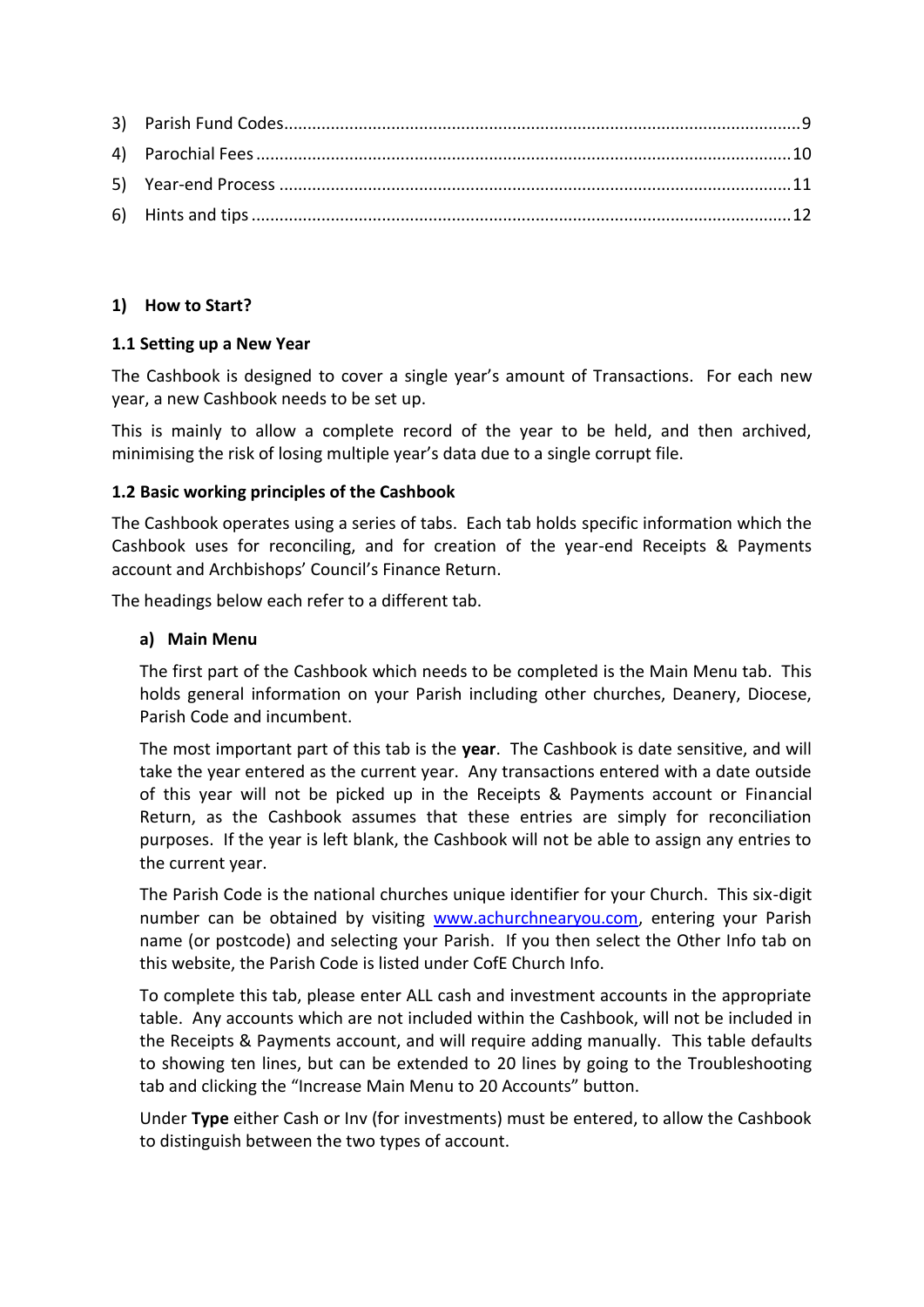3) Parish Fund Codes.............................................................................................................9
4) Parochial Fees ................................................................................................................10
5) Year-end Process ............................................................................................................11
6) Hints and tips ..................................................................................................................12

## 1) How to Start?

### 1.1 Setting up a New Year

The Cashbook is designed to cover a single year's amount of Transactions. For each new year, a new Cashbook needs to be set up.

This is mainly to allow a complete record of the year to be held, and then archived, minimising the risk of losing multiple year's data due to a single corrupt file.

### 1.2 Basic working principles of the Cashbook

The Cashbook operates using a series of tabs. Each tab holds specific information which the Cashbook uses for reconciling, and for creation of the year-end Receipts & Payments account and Archbishops' Council's Finance Return.

The headings below each refer to a different tab.

#### a) Main Menu

The first part of the Cashbook which needs to be completed is the Main Menu tab. This holds general information on your Parish including other churches, Deanery, Diocese, Parish Code and incumbent.

The most important part of this tab is the **year**. The Cashbook is date sensitive, and will take the year entered as the current year. Any transactions entered with a date outside of this year will not be picked up in the Receipts & Payments account or Financial Return, as the Cashbook assumes that these entries are simply for reconciliation purposes. If the year is left blank, the Cashbook will not be able to assign any entries to the current year.

The Parish Code is the national churches unique identifier for your Church. This six-digit number can be obtained by visiting www.achurchnearyou.com, entering your Parish name (or postcode) and selecting your Parish. If you then select the Other Info tab on this website, the Parish Code is listed under CofE Church Info.

To complete this tab, please enter ALL cash and investment accounts in the appropriate table. Any accounts which are not included within the Cashbook, will not be included in the Receipts & Payments account, and will require adding manually. This table defaults to showing ten lines, but can be extended to 20 lines by going to the Troubleshooting tab and clicking the "Increase Main Menu to 20 Accounts" button.

Under **Type** either Cash or Inv (for investments) must be entered, to allow the Cashbook to distinguish between the two types of account.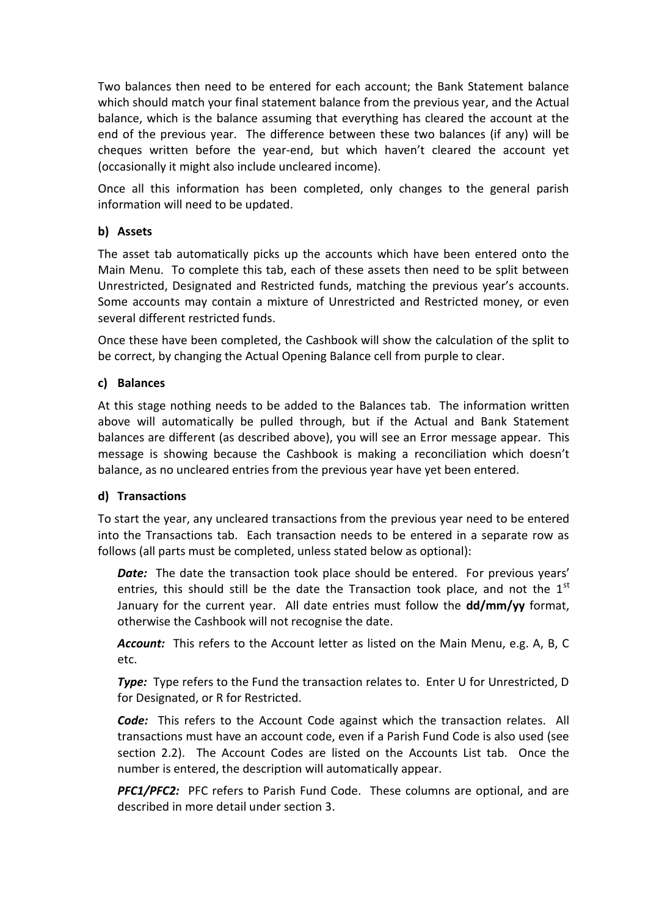Two balances then need to be entered for each account; the Bank Statement balance which should match your final statement balance from the previous year, and the Actual balance, which is the balance assuming that everything has cleared the account at the end of the previous year. The difference between these two balances (if any) will be cheques written before the year-end, but which haven't cleared the account yet (occasionally it might also include uncleared income).

Once all this information has been completed, only changes to the general parish information will need to be updated.

### b) Assets

The asset tab automatically picks up the accounts which have been entered onto the Main Menu. To complete this tab, each of these assets then need to be split between Unrestricted, Designated and Restricted funds, matching the previous year's accounts. Some accounts may contain a mixture of Unrestricted and Restricted money, or even several different restricted funds.

Once these have been completed, the Cashbook will show the calculation of the split to be correct, by changing the Actual Opening Balance cell from purple to clear.

### c) Balances

At this stage nothing needs to be added to the Balances tab. The information written above will automatically be pulled through, but if the Actual and Bank Statement balances are different (as described above), you will see an Error message appear. This message is showing because the Cashbook is making a reconciliation which doesn't balance, as no uncleared entries from the previous year have yet been entered.

### d) Transactions

To start the year, any uncleared transactions from the previous year need to be entered into the Transactions tab. Each transaction needs to be entered in a separate row as follows (all parts must be completed, unless stated below as optional):

***Date:*** The date the transaction took place should be entered. For previous years' entries, this should still be the date the Transaction took place, and not the 1st January for the current year. All date entries must follow the **dd/mm/yy** format, otherwise the Cashbook will not recognise the date.

***Account:*** This refers to the Account letter as listed on the Main Menu, e.g. A, B, C etc.

***Type:*** Type refers to the Fund the transaction relates to. Enter U for Unrestricted, D for Designated, or R for Restricted.

***Code:*** This refers to the Account Code against which the transaction relates. All transactions must have an account code, even if a Parish Fund Code is also used (see section 2.2). The Account Codes are listed on the Accounts List tab. Once the number is entered, the description will automatically appear.

***PFC1/PFC2:*** PFC refers to Parish Fund Code. These columns are optional, and are described in more detail under section 3.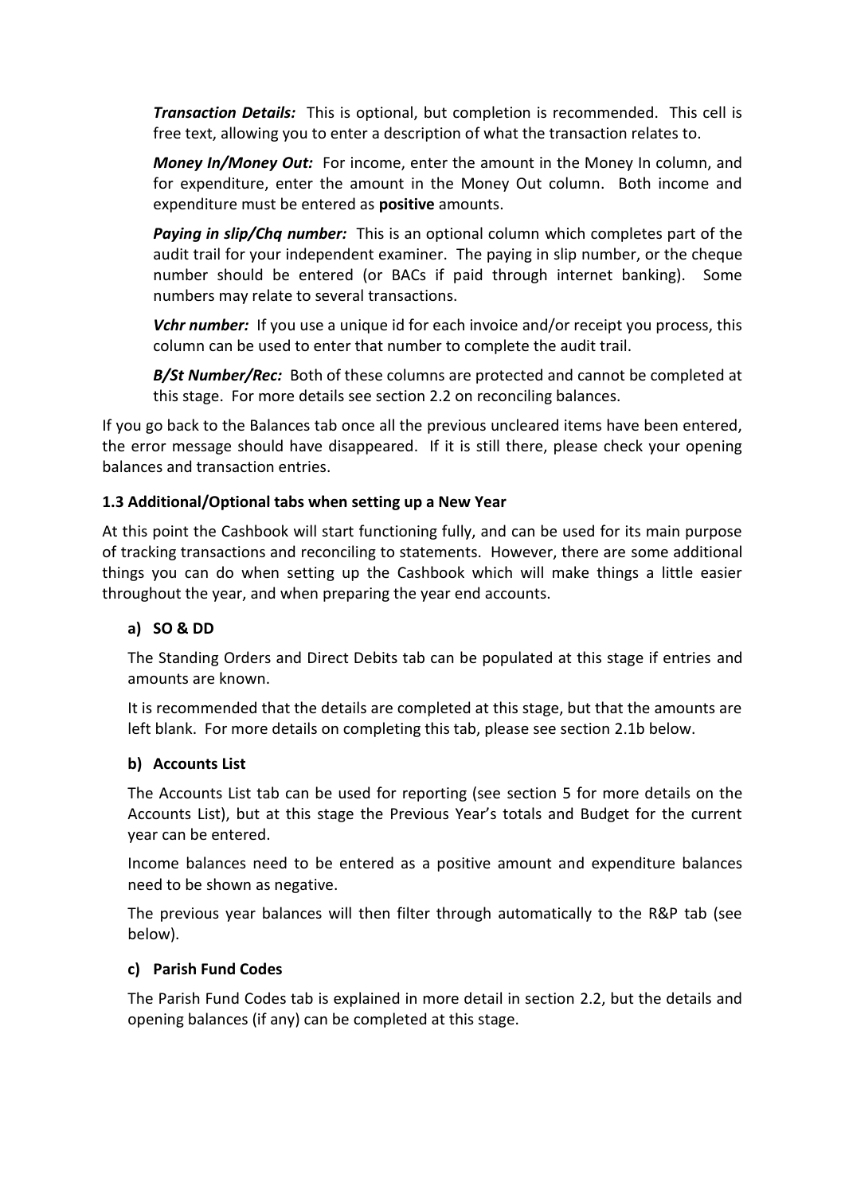***Transaction Details:*** This is optional, but completion is recommended. This cell is free text, allowing you to enter a description of what the transaction relates to.

***Money In/Money Out:*** For income, enter the amount in the Money In column, and for expenditure, enter the amount in the Money Out column. Both income and expenditure must be entered as **positive** amounts.

***Paying in slip/Chq number:*** This is an optional column which completes part of the audit trail for your independent examiner. The paying in slip number, or the cheque number should be entered (or BACs if paid through internet banking). Some numbers may relate to several transactions.

***Vchr number:*** If you use a unique id for each invoice and/or receipt you process, this column can be used to enter that number to complete the audit trail.

***B/St Number/Rec:*** Both of these columns are protected and cannot be completed at this stage. For more details see section 2.2 on reconciling balances.

If you go back to the Balances tab once all the previous uncleared items have been entered, the error message should have disappeared. If it is still there, please check your opening balances and transaction entries.

### 1.3 Additional/Optional tabs when setting up a New Year

At this point the Cashbook will start functioning fully, and can be used for its main purpose of tracking transactions and reconciling to statements. However, there are some additional things you can do when setting up the Cashbook which will make things a little easier throughout the year, and when preparing the year end accounts.

#### a) SO & DD

The Standing Orders and Direct Debits tab can be populated at this stage if entries and amounts are known.

It is recommended that the details are completed at this stage, but that the amounts are left blank. For more details on completing this tab, please see section 2.1b below.

#### b) Accounts List

The Accounts List tab can be used for reporting (see section 5 for more details on the Accounts List), but at this stage the Previous Year's totals and Budget for the current year can be entered.

Income balances need to be entered as a positive amount and expenditure balances need to be shown as negative.

The previous year balances will then filter through automatically to the R&P tab (see below).

#### c) Parish Fund Codes

The Parish Fund Codes tab is explained in more detail in section 2.2, but the details and opening balances (if any) can be completed at this stage.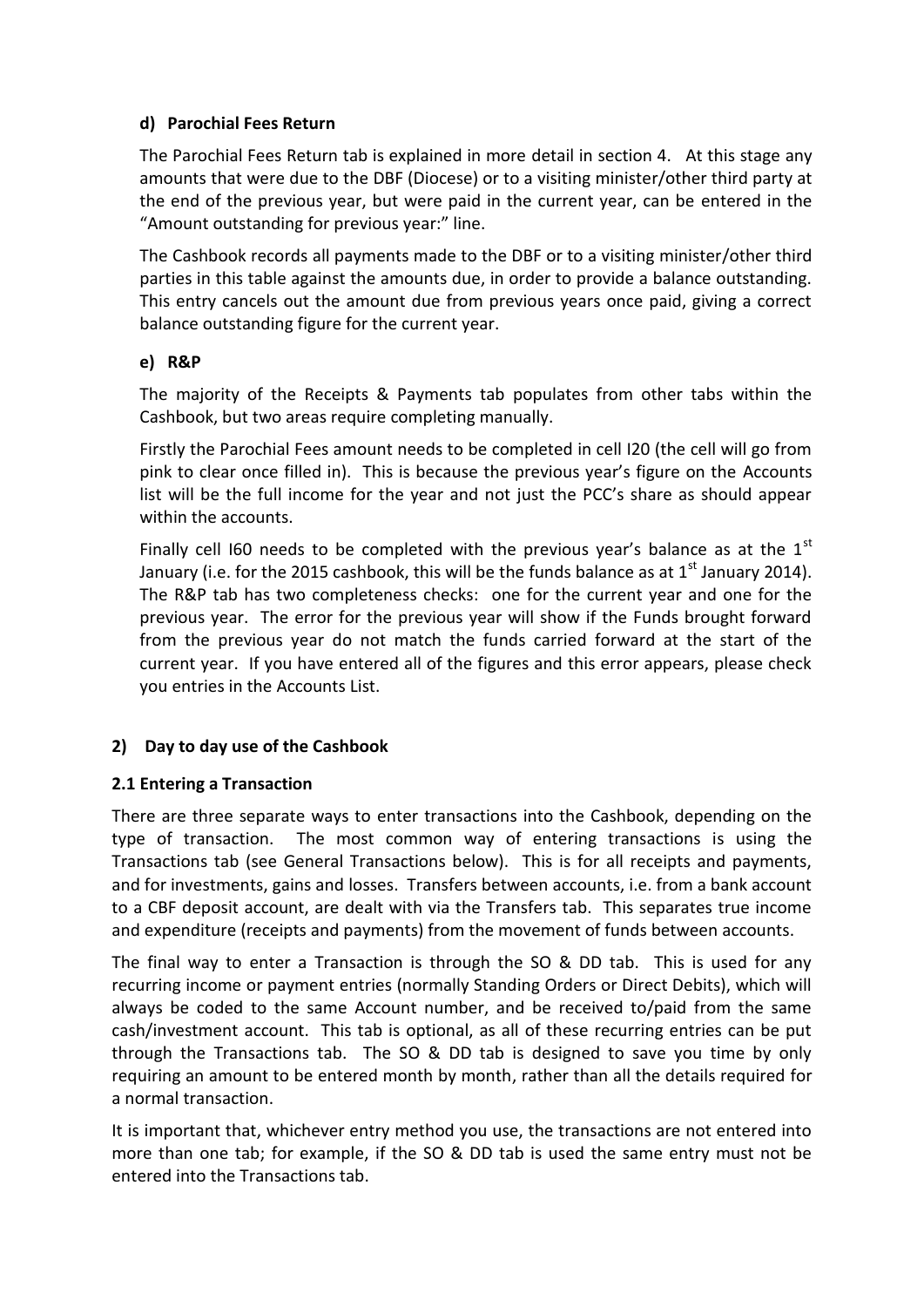### d) Parochial Fees Return

The Parochial Fees Return tab is explained in more detail in section 4. At this stage any amounts that were due to the DBF (Diocese) or to a visiting minister/other third party at the end of the previous year, but were paid in the current year, can be entered in the "Amount outstanding for previous year:" line.

The Cashbook records all payments made to the DBF or to a visiting minister/other third parties in this table against the amounts due, in order to provide a balance outstanding. This entry cancels out the amount due from previous years once paid, giving a correct balance outstanding figure for the current year.

### e) R&P

The majority of the Receipts & Payments tab populates from other tabs within the Cashbook, but two areas require completing manually.

Firstly the Parochial Fees amount needs to be completed in cell I20 (the cell will go from pink to clear once filled in). This is because the previous year's figure on the Accounts list will be the full income for the year and not just the PCC's share as should appear within the accounts.

Finally cell I60 needs to be completed with the previous year's balance as at the 1st January (i.e. for the 2015 cashbook, this will be the funds balance as at 1st January 2014). The R&P tab has two completeness checks: one for the current year and one for the previous year. The error for the previous year will show if the Funds brought forward from the previous year do not match the funds carried forward at the start of the current year. If you have entered all of the figures and this error appears, please check you entries in the Accounts List.

## 2) Day to day use of the Cashbook

### 2.1 Entering a Transaction

There are three separate ways to enter transactions into the Cashbook, depending on the type of transaction. The most common way of entering transactions is using the Transactions tab (see General Transactions below). This is for all receipts and payments, and for investments, gains and losses. Transfers between accounts, i.e. from a bank account to a CBF deposit account, are dealt with via the Transfers tab. This separates true income and expenditure (receipts and payments) from the movement of funds between accounts.

The final way to enter a Transaction is through the SO & DD tab. This is used for any recurring income or payment entries (normally Standing Orders or Direct Debits), which will always be coded to the same Account number, and be received to/paid from the same cash/investment account. This tab is optional, as all of these recurring entries can be put through the Transactions tab. The SO & DD tab is designed to save you time by only requiring an amount to be entered month by month, rather than all the details required for a normal transaction.

It is important that, whichever entry method you use, the transactions are not entered into more than one tab; for example, if the SO & DD tab is used the same entry must not be entered into the Transactions tab.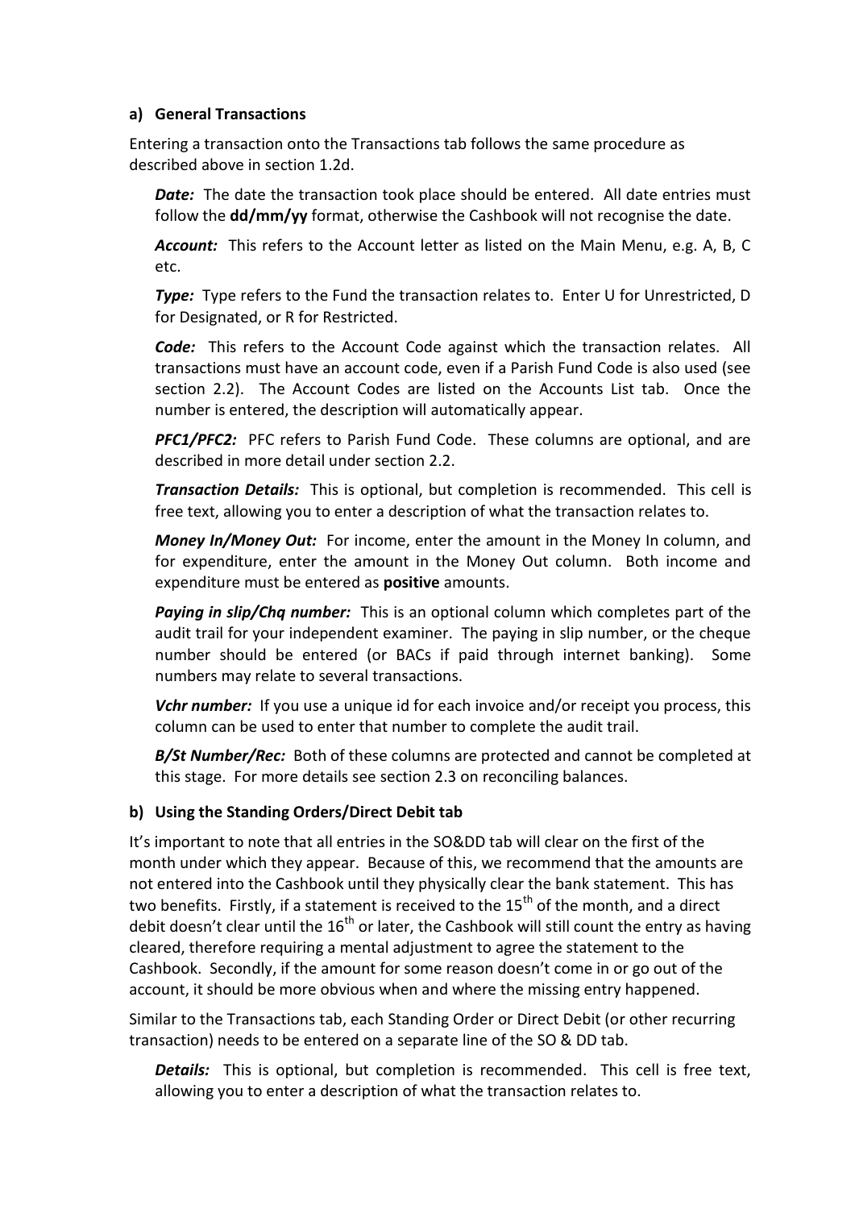### a) General Transactions

Entering a transaction onto the Transactions tab follows the same procedure as described above in section 1.2d.

***Date:*** The date the transaction took place should be entered. All date entries must follow the **dd/mm/yy** format, otherwise the Cashbook will not recognise the date.

***Account:*** This refers to the Account letter as listed on the Main Menu, e.g. A, B, C etc.

***Type:*** Type refers to the Fund the transaction relates to. Enter U for Unrestricted, D for Designated, or R for Restricted.

***Code:*** This refers to the Account Code against which the transaction relates. All transactions must have an account code, even if a Parish Fund Code is also used (see section 2.2). The Account Codes are listed on the Accounts List tab. Once the number is entered, the description will automatically appear.

***PFC1/PFC2:*** PFC refers to Parish Fund Code. These columns are optional, and are described in more detail under section 2.2.

***Transaction Details:*** This is optional, but completion is recommended. This cell is free text, allowing you to enter a description of what the transaction relates to.

***Money In/Money Out:*** For income, enter the amount in the Money In column, and for expenditure, enter the amount in the Money Out column. Both income and expenditure must be entered as **positive** amounts.

***Paying in slip/Chq number:*** This is an optional column which completes part of the audit trail for your independent examiner. The paying in slip number, or the cheque number should be entered (or BACs if paid through internet banking). Some numbers may relate to several transactions.

***Vchr number:*** If you use a unique id for each invoice and/or receipt you process, this column can be used to enter that number to complete the audit trail.

***B/St Number/Rec:*** Both of these columns are protected and cannot be completed at this stage. For more details see section 2.3 on reconciling balances.

### b) Using the Standing Orders/Direct Debit tab

It's important to note that all entries in the SO&DD tab will clear on the first of the month under which they appear. Because of this, we recommend that the amounts are not entered into the Cashbook until they physically clear the bank statement. This has two benefits. Firstly, if a statement is received to the 15th of the month, and a direct debit doesn't clear until the 16th or later, the Cashbook will still count the entry as having cleared, therefore requiring a mental adjustment to agree the statement to the Cashbook. Secondly, if the amount for some reason doesn't come in or go out of the account, it should be more obvious when and where the missing entry happened.

Similar to the Transactions tab, each Standing Order or Direct Debit (or other recurring transaction) needs to be entered on a separate line of the SO & DD tab.

***Details:*** This is optional, but completion is recommended. This cell is free text, allowing you to enter a description of what the transaction relates to.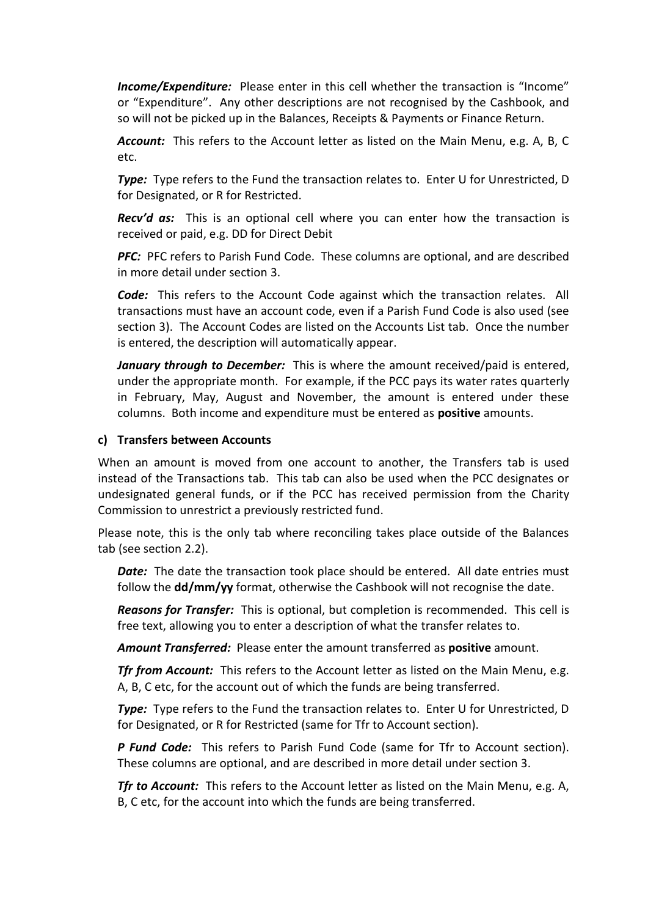***Income/Expenditure:*** Please enter in this cell whether the transaction is "Income" or "Expenditure". Any other descriptions are not recognised by the Cashbook, and so will not be picked up in the Balances, Receipts & Payments or Finance Return.

***Account:*** This refers to the Account letter as listed on the Main Menu, e.g. A, B, C etc.

***Type:*** Type refers to the Fund the transaction relates to. Enter U for Unrestricted, D for Designated, or R for Restricted.

***Recv'd as:*** This is an optional cell where you can enter how the transaction is received or paid, e.g. DD for Direct Debit

***PFC:*** PFC refers to Parish Fund Code. These columns are optional, and are described in more detail under section 3.

***Code:*** This refers to the Account Code against which the transaction relates. All transactions must have an account code, even if a Parish Fund Code is also used (see section 3). The Account Codes are listed on the Accounts List tab. Once the number is entered, the description will automatically appear.

***January through to December:*** This is where the amount received/paid is entered, under the appropriate month. For example, if the PCC pays its water rates quarterly in February, May, August and November, the amount is entered under these columns. Both income and expenditure must be entered as **positive** amounts.

#### c) Transfers between Accounts

When an amount is moved from one account to another, the Transfers tab is used instead of the Transactions tab. This tab can also be used when the PCC designates or undesignated general funds, or if the PCC has received permission from the Charity Commission to unrestrict a previously restricted fund.

Please note, this is the only tab where reconciling takes place outside of the Balances tab (see section 2.2).

***Date:*** The date the transaction took place should be entered. All date entries must follow the **dd/mm/yy** format, otherwise the Cashbook will not recognise the date.

***Reasons for Transfer:*** This is optional, but completion is recommended. This cell is free text, allowing you to enter a description of what the transfer relates to.

***Amount Transferred:*** Please enter the amount transferred as **positive** amount.

***Tfr from Account:*** This refers to the Account letter as listed on the Main Menu, e.g. A, B, C etc, for the account out of which the funds are being transferred.

***Type:*** Type refers to the Fund the transaction relates to. Enter U for Unrestricted, D for Designated, or R for Restricted (same for Tfr to Account section).

***P Fund Code:*** This refers to Parish Fund Code (same for Tfr to Account section). These columns are optional, and are described in more detail under section 3.

***Tfr to Account:*** This refers to the Account letter as listed on the Main Menu, e.g. A, B, C etc, for the account into which the funds are being transferred.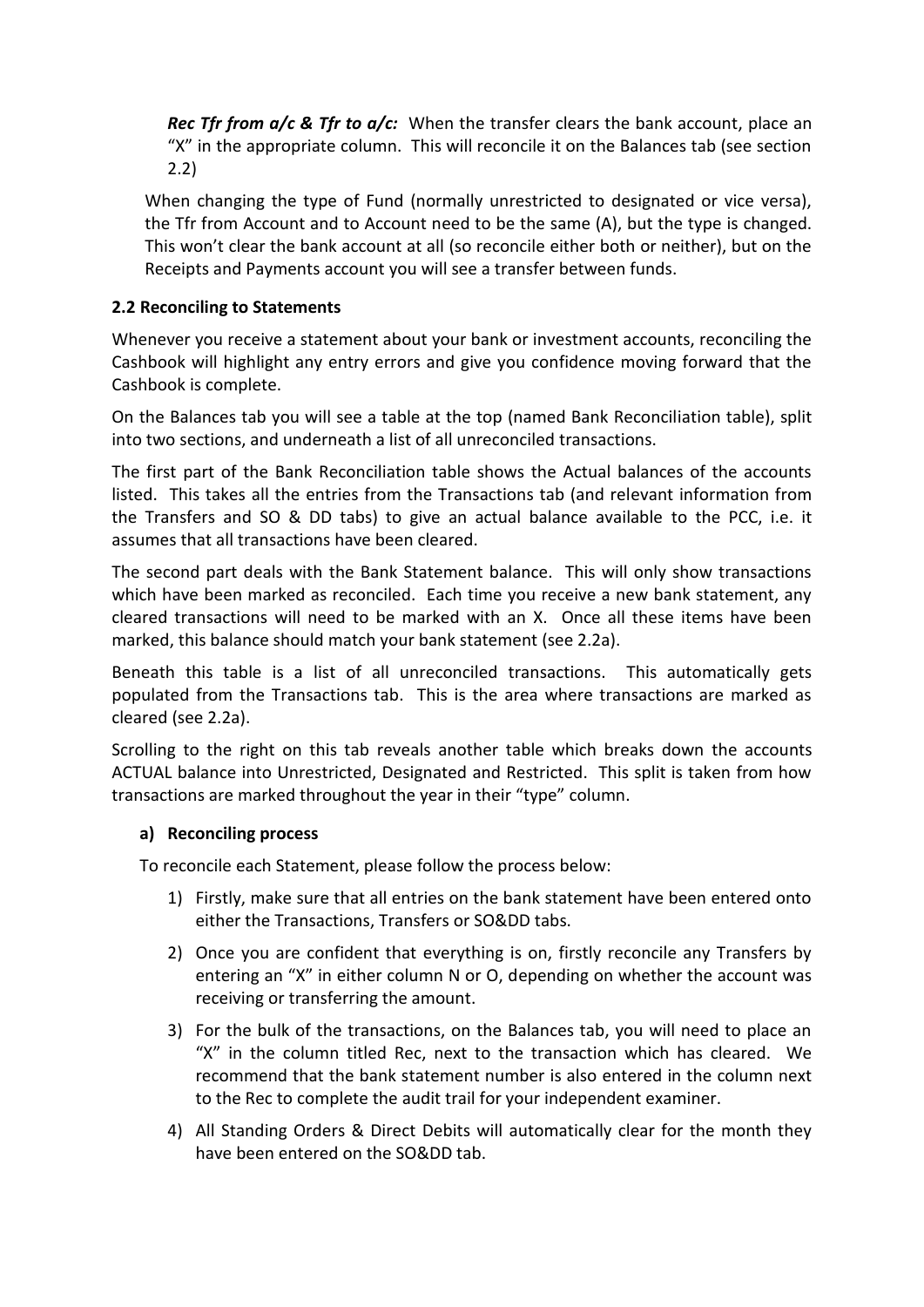***Rec Tfr from a/c & Tfr to a/c:*** When the transfer clears the bank account, place an "X" in the appropriate column. This will reconcile it on the Balances tab (see section 2.2)

When changing the type of Fund (normally unrestricted to designated or vice versa), the Tfr from Account and to Account need to be the same (A), but the type is changed. This won't clear the bank account at all (so reconcile either both or neither), but on the Receipts and Payments account you will see a transfer between funds.

### 2.2 Reconciling to Statements

Whenever you receive a statement about your bank or investment accounts, reconciling the Cashbook will highlight any entry errors and give you confidence moving forward that the Cashbook is complete.

On the Balances tab you will see a table at the top (named Bank Reconciliation table), split into two sections, and underneath a list of all unreconciled transactions.

The first part of the Bank Reconciliation table shows the Actual balances of the accounts listed. This takes all the entries from the Transactions tab (and relevant information from the Transfers and SO & DD tabs) to give an actual balance available to the PCC, i.e. it assumes that all transactions have been cleared.

The second part deals with the Bank Statement balance. This will only show transactions which have been marked as reconciled. Each time you receive a new bank statement, any cleared transactions will need to be marked with an X. Once all these items have been marked, this balance should match your bank statement (see 2.2a).

Beneath this table is a list of all unreconciled transactions. This automatically gets populated from the Transactions tab. This is the area where transactions are marked as cleared (see 2.2a).

Scrolling to the right on this tab reveals another table which breaks down the accounts ACTUAL balance into Unrestricted, Designated and Restricted. This split is taken from how transactions are marked throughout the year in their "type" column.

#### a) Reconciling process

To reconcile each Statement, please follow the process below:

1) Firstly, make sure that all entries on the bank statement have been entered onto either the Transactions, Transfers or SO&DD tabs.
2) Once you are confident that everything is on, firstly reconcile any Transfers by entering an "X" in either column N or O, depending on whether the account was receiving or transferring the amount.
3) For the bulk of the transactions, on the Balances tab, you will need to place an "X" in the column titled Rec, next to the transaction which has cleared. We recommend that the bank statement number is also entered in the column next to the Rec to complete the audit trail for your independent examiner.
4) All Standing Orders & Direct Debits will automatically clear for the month they have been entered on the SO&DD tab.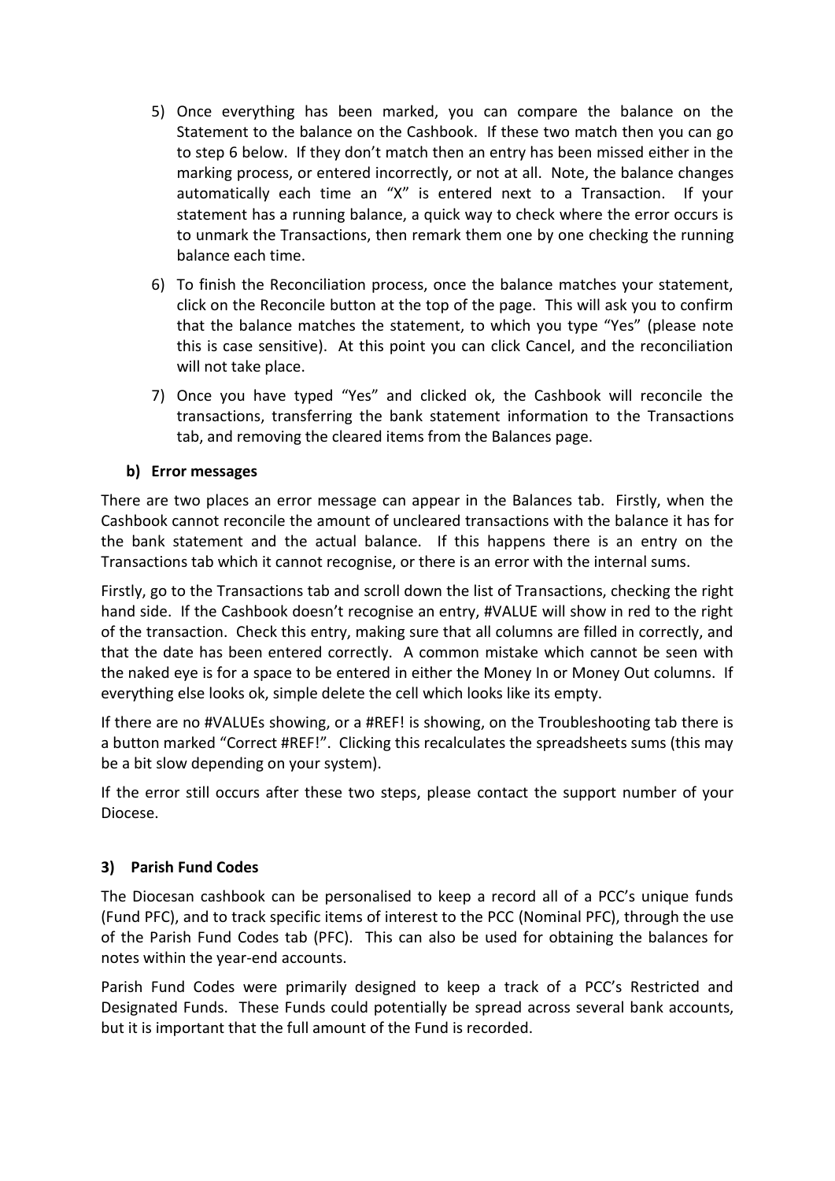5) Once everything has been marked, you can compare the balance on the Statement to the balance on the Cashbook. If these two match then you can go to step 6 below. If they don't match then an entry has been missed either in the marking process, or entered incorrectly, or not at all. Note, the balance changes automatically each time an "X" is entered next to a Transaction. If your statement has a running balance, a quick way to check where the error occurs is to unmark the Transactions, then remark them one by one checking the running balance each time.

6) To finish the Reconciliation process, once the balance matches your statement, click on the Reconcile button at the top of the page. This will ask you to confirm that the balance matches the statement, to which you type "Yes" (please note this is case sensitive). At this point you can click Cancel, and the reconciliation will not take place.

7) Once you have typed "Yes" and clicked ok, the Cashbook will reconcile the transactions, transferring the bank statement information to the Transactions tab, and removing the cleared items from the Balances page.

**b) Error messages**

There are two places an error message can appear in the Balances tab. Firstly, when the Cashbook cannot reconcile the amount of uncleared transactions with the balance it has for the bank statement and the actual balance. If this happens there is an entry on the Transactions tab which it cannot recognise, or there is an error with the internal sums.

Firstly, go to the Transactions tab and scroll down the list of Transactions, checking the right hand side. If the Cashbook doesn't recognise an entry, #VALUE will show in red to the right of the transaction. Check this entry, making sure that all columns are filled in correctly, and that the date has been entered correctly. A common mistake which cannot be seen with the naked eye is for a space to be entered in either the Money In or Money Out columns. If everything else looks ok, simple delete the cell which looks like its empty.

If there are no #VALUEs showing, or a #REF! is showing, on the Troubleshooting tab there is a button marked "Correct #REF!". Clicking this recalculates the spreadsheets sums (this may be a bit slow depending on your system).

If the error still occurs after these two steps, please contact the support number of your Diocese.

## 3) Parish Fund Codes

The Diocesan cashbook can be personalised to keep a record all of a PCC's unique funds (Fund PFC), and to track specific items of interest to the PCC (Nominal PFC), through the use of the Parish Fund Codes tab (PFC). This can also be used for obtaining the balances for notes within the year-end accounts.

Parish Fund Codes were primarily designed to keep a track of a PCC's Restricted and Designated Funds. These Funds could potentially be spread across several bank accounts, but it is important that the full amount of the Fund is recorded.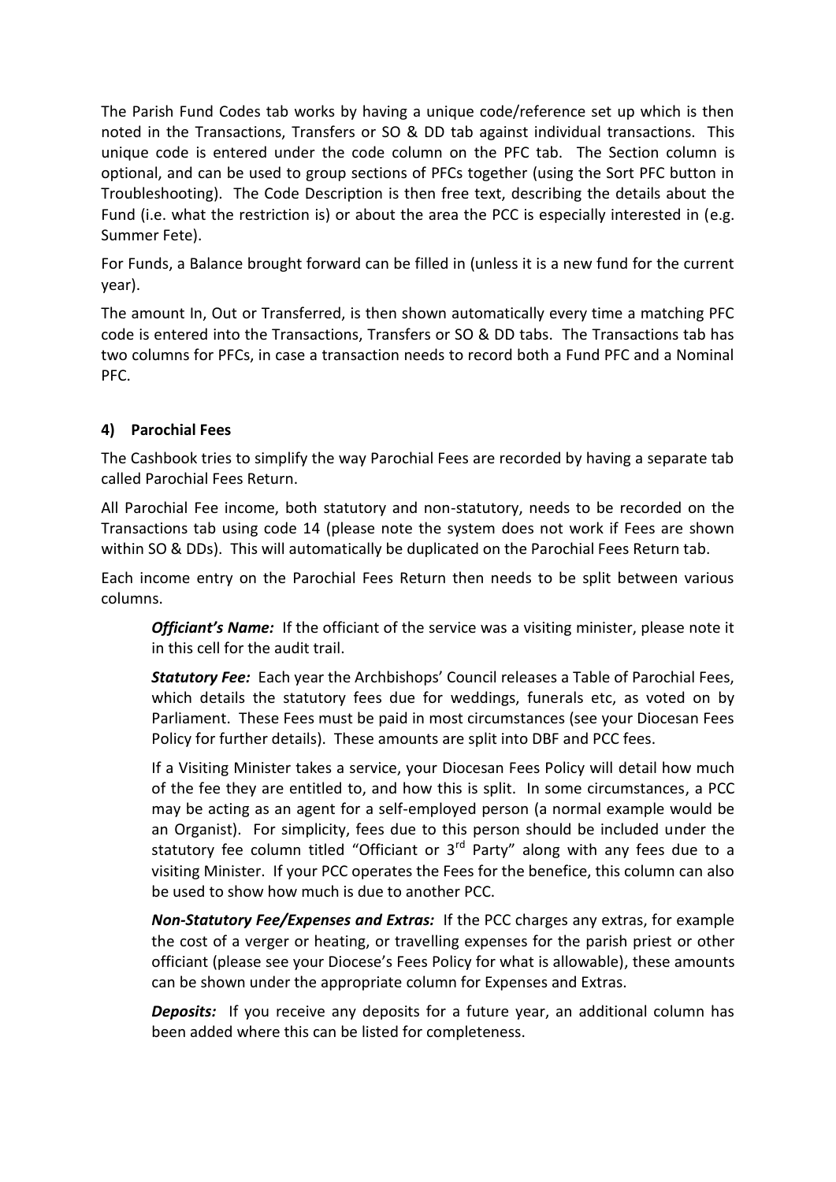The Parish Fund Codes tab works by having a unique code/reference set up which is then noted in the Transactions, Transfers or SO & DD tab against individual transactions. This unique code is entered under the code column on the PFC tab. The Section column is optional, and can be used to group sections of PFCs together (using the Sort PFC button in Troubleshooting). The Code Description is then free text, describing the details about the Fund (i.e. what the restriction is) or about the area the PCC is especially interested in (e.g. Summer Fete).

For Funds, a Balance brought forward can be filled in (unless it is a new fund for the current year).

The amount In, Out or Transferred, is then shown automatically every time a matching PFC code is entered into the Transactions, Transfers or SO & DD tabs. The Transactions tab has two columns for PFCs, in case a transaction needs to record both a Fund PFC and a Nominal PFC.

#### 4) Parochial Fees

The Cashbook tries to simplify the way Parochial Fees are recorded by having a separate tab called Parochial Fees Return.

All Parochial Fee income, both statutory and non-statutory, needs to be recorded on the Transactions tab using code 14 (please note the system does not work if Fees are shown within SO & DDs). This will automatically be duplicated on the Parochial Fees Return tab.

Each income entry on the Parochial Fees Return then needs to be split between various columns.

> ***Officiant's Name:*** If the officiant of the service was a visiting minister, please note it in this cell for the audit trail.
>
> ***Statutory Fee:*** Each year the Archbishops' Council releases a Table of Parochial Fees, which details the statutory fees due for weddings, funerals etc, as voted on by Parliament. These Fees must be paid in most circumstances (see your Diocesan Fees Policy for further details). These amounts are split into DBF and PCC fees.
>
> If a Visiting Minister takes a service, your Diocesan Fees Policy will detail how much of the fee they are entitled to, and how this is split. In some circumstances, a PCC may be acting as an agent for a self-employed person (a normal example would be an Organist). For simplicity, fees due to this person should be included under the statutory fee column titled "Officiant or 3rd Party" along with any fees due to a visiting Minister. If your PCC operates the Fees for the benefice, this column can also be used to show how much is due to another PCC.
>
> ***Non-Statutory Fee/Expenses and Extras:*** If the PCC charges any extras, for example the cost of a verger or heating, or travelling expenses for the parish priest or other officiant (please see your Diocese's Fees Policy for what is allowable), these amounts can be shown under the appropriate column for Expenses and Extras.
>
> ***Deposits:*** If you receive any deposits for a future year, an additional column has been added where this can be listed for completeness.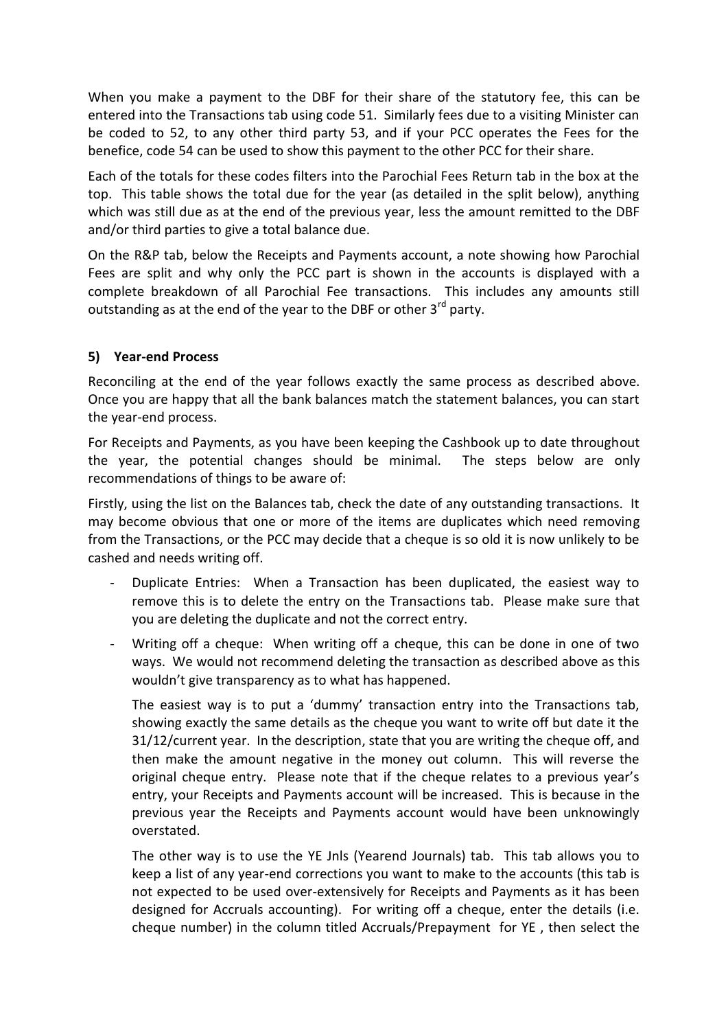When you make a payment to the DBF for their share of the statutory fee, this can be entered into the Transactions tab using code 51. Similarly fees due to a visiting Minister can be coded to 52, to any other third party 53, and if your PCC operates the Fees for the benefice, code 54 can be used to show this payment to the other PCC for their share.

Each of the totals for these codes filters into the Parochial Fees Return tab in the box at the top. This table shows the total due for the year (as detailed in the split below), anything which was still due as at the end of the previous year, less the amount remitted to the DBF and/or third parties to give a total balance due.

On the R&P tab, below the Receipts and Payments account, a note showing how Parochial Fees are split and why only the PCC part is shown in the accounts is displayed with a complete breakdown of all Parochial Fee transactions. This includes any amounts still outstanding as at the end of the year to the DBF or other 3rd party.

### 5) Year-end Process

Reconciling at the end of the year follows exactly the same process as described above. Once you are happy that all the bank balances match the statement balances, you can start the year-end process.

For Receipts and Payments, as you have been keeping the Cashbook up to date throughout the year, the potential changes should be minimal. The steps below are only recommendations of things to be aware of:

Firstly, using the list on the Balances tab, check the date of any outstanding transactions. It may become obvious that one or more of the items are duplicates which need removing from the Transactions, or the PCC may decide that a cheque is so old it is now unlikely to be cashed and needs writing off.

- Duplicate Entries: When a Transaction has been duplicated, the easiest way to remove this is to delete the entry on the Transactions tab. Please make sure that you are deleting the duplicate and not the correct entry.
- Writing off a cheque: When writing off a cheque, this can be done in one of two ways. We would not recommend deleting the transaction as described above as this wouldn't give transparency as to what has happened.

  The easiest way is to put a 'dummy' transaction entry into the Transactions tab, showing exactly the same details as the cheque you want to write off but date it the 31/12/current year. In the description, state that you are writing the cheque off, and then make the amount negative in the money out column. This will reverse the original cheque entry. Please note that if the cheque relates to a previous year's entry, your Receipts and Payments account will be increased. This is because in the previous year the Receipts and Payments account would have been unknowingly overstated.

  The other way is to use the YE Jnls (Yearend Journals) tab. This tab allows you to keep a list of any year-end corrections you want to make to the accounts (this tab is not expected to be used over-extensively for Receipts and Payments as it has been designed for Accruals accounting). For writing off a cheque, enter the details (i.e. cheque number) in the column titled Accruals/Prepayment for YE , then select the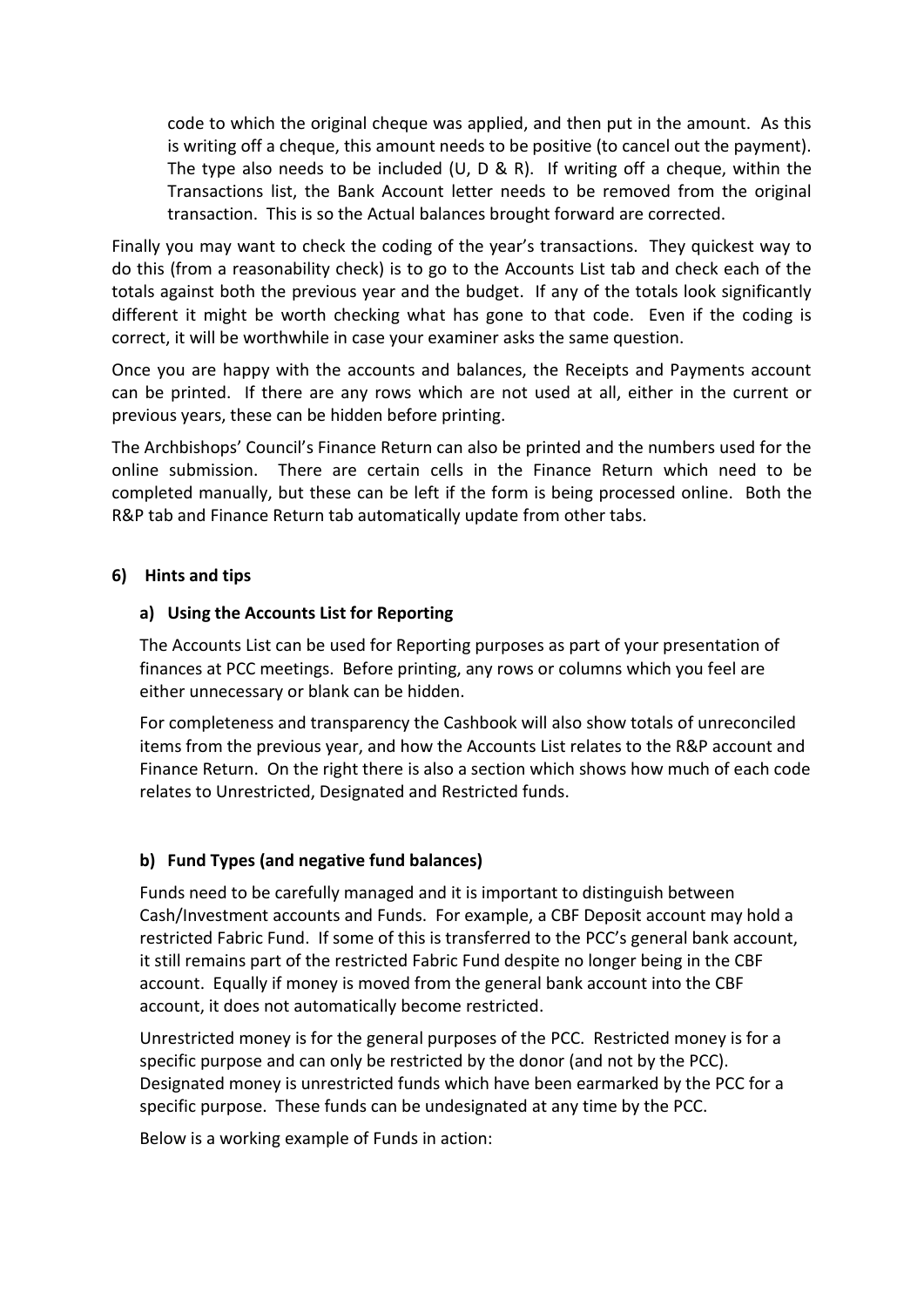code to which the original cheque was applied, and then put in the amount. As this is writing off a cheque, this amount needs to be positive (to cancel out the payment). The type also needs to be included (U, D & R). If writing off a cheque, within the Transactions list, the Bank Account letter needs to be removed from the original transaction. This is so the Actual balances brought forward are corrected.

Finally you may want to check the coding of the year's transactions. They quickest way to do this (from a reasonability check) is to go to the Accounts List tab and check each of the totals against both the previous year and the budget. If any of the totals look significantly different it might be worth checking what has gone to that code. Even if the coding is correct, it will be worthwhile in case your examiner asks the same question.

Once you are happy with the accounts and balances, the Receipts and Payments account can be printed. If there are any rows which are not used at all, either in the current or previous years, these can be hidden before printing.

The Archbishops' Council's Finance Return can also be printed and the numbers used for the online submission. There are certain cells in the Finance Return which need to be completed manually, but these can be left if the form is being processed online. Both the R&P tab and Finance Return tab automatically update from other tabs.

## 6) Hints and tips

### a) Using the Accounts List for Reporting

The Accounts List can be used for Reporting purposes as part of your presentation of finances at PCC meetings. Before printing, any rows or columns which you feel are either unnecessary or blank can be hidden.

For completeness and transparency the Cashbook will also show totals of unreconciled items from the previous year, and how the Accounts List relates to the R&P account and Finance Return. On the right there is also a section which shows how much of each code relates to Unrestricted, Designated and Restricted funds.

### b) Fund Types (and negative fund balances)

Funds need to be carefully managed and it is important to distinguish between Cash/Investment accounts and Funds. For example, a CBF Deposit account may hold a restricted Fabric Fund. If some of this is transferred to the PCC's general bank account, it still remains part of the restricted Fabric Fund despite no longer being in the CBF account. Equally if money is moved from the general bank account into the CBF account, it does not automatically become restricted.

Unrestricted money is for the general purposes of the PCC. Restricted money is for a specific purpose and can only be restricted by the donor (and not by the PCC). Designated money is unrestricted funds which have been earmarked by the PCC for a specific purpose. These funds can be undesignated at any time by the PCC.

Below is a working example of Funds in action: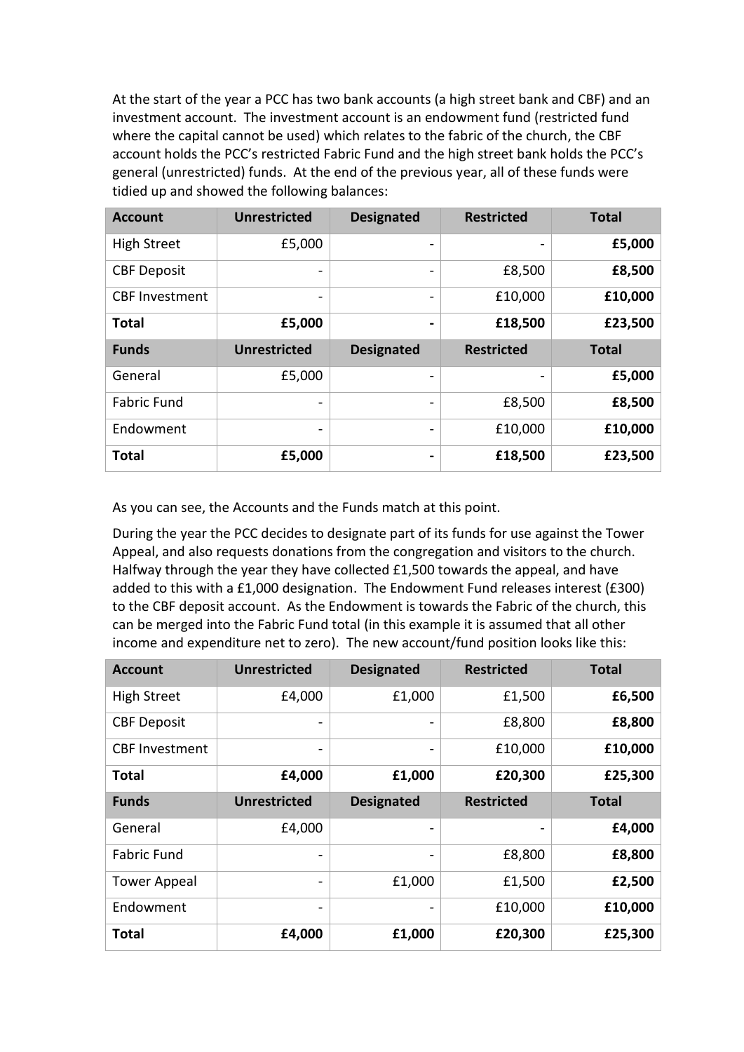At the start of the year a PCC has two bank accounts (a high street bank and CBF) and an investment account. The investment account is an endowment fund (restricted fund where the capital cannot be used) which relates to the fabric of the church, the CBF account holds the PCC's restricted Fabric Fund and the high street bank holds the PCC's general (unrestricted) funds. At the end of the previous year, all of these funds were tidied up and showed the following balances:

| Account | Unrestricted | Designated | Restricted | Total |
|---|---|---|---|---|
| High Street | £5,000 | - | - | **£5,000** |
| CBF Deposit | - | - | £8,500 | **£8,500** |
| CBF Investment | - | - | £10,000 | **£10,000** |
| **Total** | **£5,000** | **-** | **£18,500** | **£23,500** |
| **Funds** | **Unrestricted** | **Designated** | **Restricted** | **Total** |
| General | £5,000 | - | - | **£5,000** |
| Fabric Fund | - | - | £8,500 | **£8,500** |
| Endowment | - | - | £10,000 | **£10,000** |
| **Total** | **£5,000** | **-** | **£18,500** | **£23,500** |

As you can see, the Accounts and the Funds match at this point.

During the year the PCC decides to designate part of its funds for use against the Tower Appeal, and also requests donations from the congregation and visitors to the church. Halfway through the year they have collected £1,500 towards the appeal, and have added to this with a £1,000 designation. The Endowment Fund releases interest (£300) to the CBF deposit account. As the Endowment is towards the Fabric of the church, this can be merged into the Fabric Fund total (in this example it is assumed that all other income and expenditure net to zero). The new account/fund position looks like this:

| Account | Unrestricted | Designated | Restricted | Total |
|---|---|---|---|---|
| High Street | £4,000 | £1,000 | £1,500 | **£6,500** |
| CBF Deposit | - | - | £8,800 | **£8,800** |
| CBF Investment | - | - | £10,000 | **£10,000** |
| **Total** | **£4,000** | **£1,000** | **£20,300** | **£25,300** |
| **Funds** | **Unrestricted** | **Designated** | **Restricted** | **Total** |
| General | £4,000 | - | - | **£4,000** |
| Fabric Fund | - | - | £8,800 | **£8,800** |
| Tower Appeal | - | £1,000 | £1,500 | **£2,500** |
| Endowment | - | - | £10,000 | **£10,000** |
| **Total** | **£4,000** | **£1,000** | **£20,300** | **£25,300** |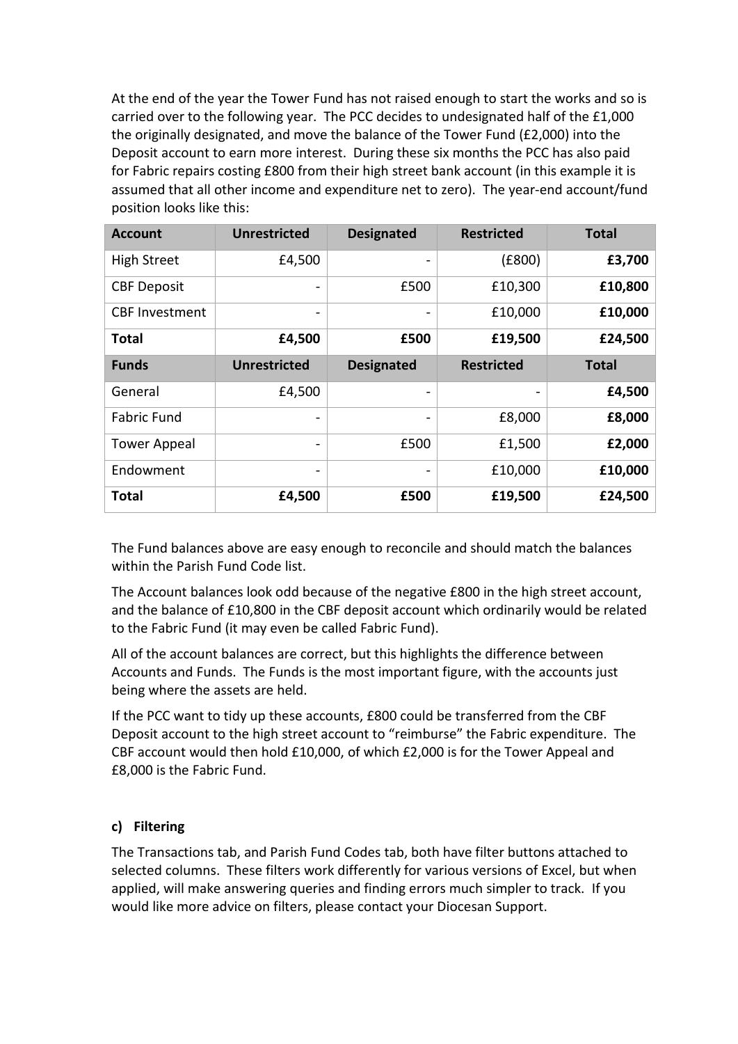At the end of the year the Tower Fund has not raised enough to start the works and so is carried over to the following year. The PCC decides to undesignated half of the £1,000 the originally designated, and move the balance of the Tower Fund (£2,000) into the Deposit account to earn more interest. During these six months the PCC has also paid for Fabric repairs costing £800 from their high street bank account (in this example it is assumed that all other income and expenditure net to zero). The year-end account/fund position looks like this:

| Account | Unrestricted | Designated | Restricted | Total |
|---|---|---|---|---|
| High Street | £4,500 | - | (£800) | **£3,700** |
| CBF Deposit | - | £500 | £10,300 | **£10,800** |
| CBF Investment | - | - | £10,000 | **£10,000** |
| **Total** | **£4,500** | **£500** | **£19,500** | **£24,500** |
| **Funds** | **Unrestricted** | **Designated** | **Restricted** | **Total** |
| General | £4,500 | - | - | **£4,500** |
| Fabric Fund | - | - | £8,000 | **£8,000** |
| Tower Appeal | - | £500 | £1,500 | **£2,000** |
| Endowment | - | - | £10,000 | **£10,000** |
| **Total** | **£4,500** | **£500** | **£19,500** | **£24,500** |

The Fund balances above are easy enough to reconcile and should match the balances within the Parish Fund Code list.

The Account balances look odd because of the negative £800 in the high street account, and the balance of £10,800 in the CBF deposit account which ordinarily would be related to the Fabric Fund (it may even be called Fabric Fund).

All of the account balances are correct, but this highlights the difference between Accounts and Funds. The Funds is the most important figure, with the accounts just being where the assets are held.

If the PCC want to tidy up these accounts, £800 could be transferred from the CBF Deposit account to the high street account to "reimburse" the Fabric expenditure. The CBF account would then hold £10,000, of which £2,000 is for the Tower Appeal and £8,000 is the Fabric Fund.

### c) Filtering

The Transactions tab, and Parish Fund Codes tab, both have filter buttons attached to selected columns. These filters work differently for various versions of Excel, but when applied, will make answering queries and finding errors much simpler to track. If you would like more advice on filters, please contact your Diocesan Support.